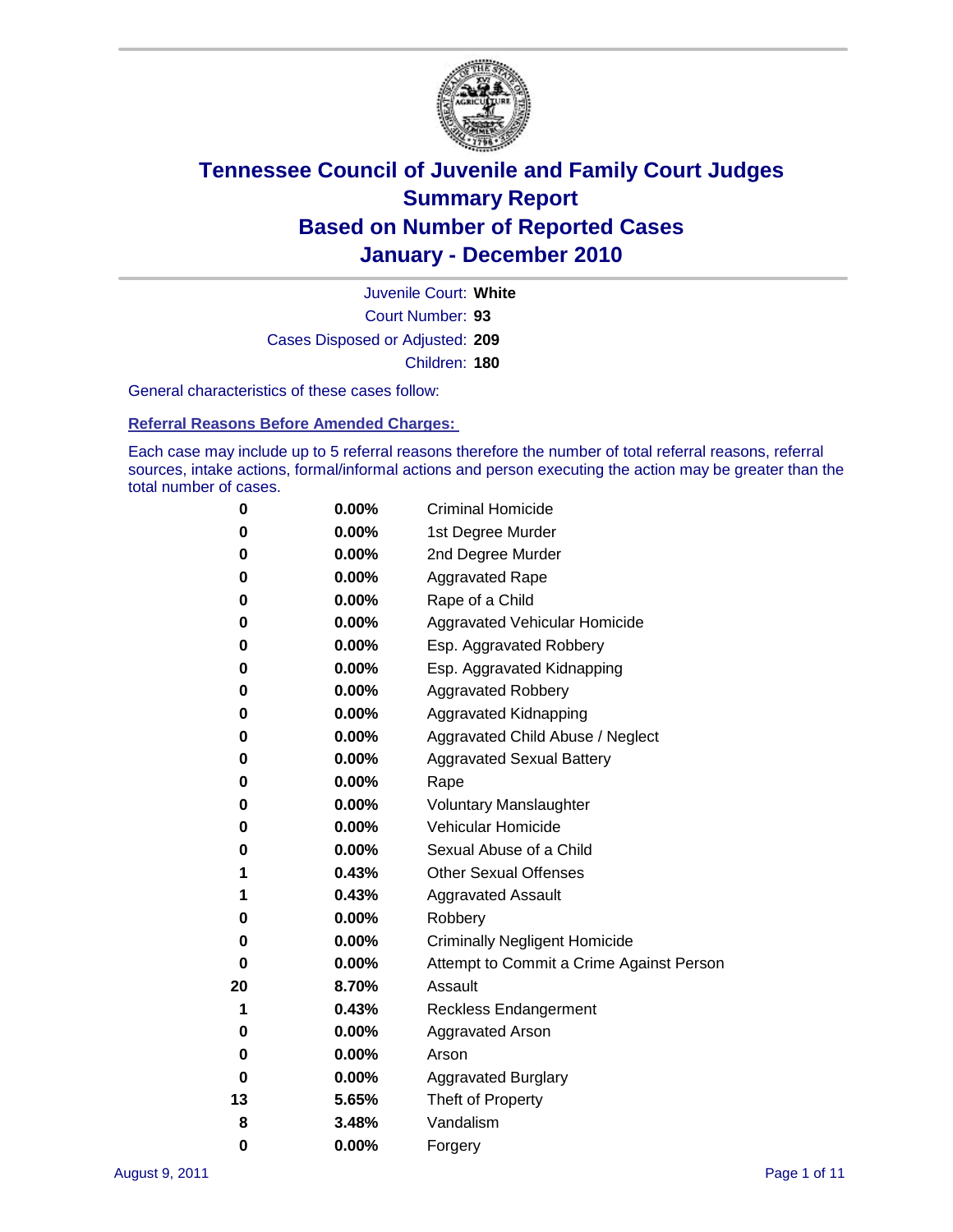# Tennessee Council of Juvenile and Family Court Judges
## Summary Report
## Based on Number of Reported Cases
## January - December 2010

Juvenile Court: **White**
Court Number: **93**
Cases Disposed or Adjusted: **209**
Children: **180**

General characteristics of these cases follow:

### Referral Reasons Before Amended Charges:

Each case may include up to 5 referral reasons therefore the number of total referral reasons, referral sources, intake actions, formal/informal actions and person executing the action may be greater than the total number of cases.

| Count | Percent | Reason |
|---|---|---|
| 0 | 0.00% | Criminal Homicide |
| 0 | 0.00% | 1st Degree Murder |
| 0 | 0.00% | 2nd Degree Murder |
| 0 | 0.00% | Aggravated Rape |
| 0 | 0.00% | Rape of a Child |
| 0 | 0.00% | Aggravated Vehicular Homicide |
| 0 | 0.00% | Esp. Aggravated Robbery |
| 0 | 0.00% | Esp. Aggravated Kidnapping |
| 0 | 0.00% | Aggravated Robbery |
| 0 | 0.00% | Aggravated Kidnapping |
| 0 | 0.00% | Aggravated Child Abuse / Neglect |
| 0 | 0.00% | Aggravated Sexual Battery |
| 0 | 0.00% | Rape |
| 0 | 0.00% | Voluntary Manslaughter |
| 0 | 0.00% | Vehicular Homicide |
| 0 | 0.00% | Sexual Abuse of a Child |
| 1 | 0.43% | Other Sexual Offenses |
| 1 | 0.43% | Aggravated Assault |
| 0 | 0.00% | Robbery |
| 0 | 0.00% | Criminally Negligent Homicide |
| 0 | 0.00% | Attempt to Commit a Crime Against Person |
| 20 | 8.70% | Assault |
| 1 | 0.43% | Reckless Endangerment |
| 0 | 0.00% | Aggravated Arson |
| 0 | 0.00% | Arson |
| 0 | 0.00% | Aggravated Burglary |
| 13 | 5.65% | Theft of Property |
| 8 | 3.48% | Vandalism |
| 0 | 0.00% | Forgery |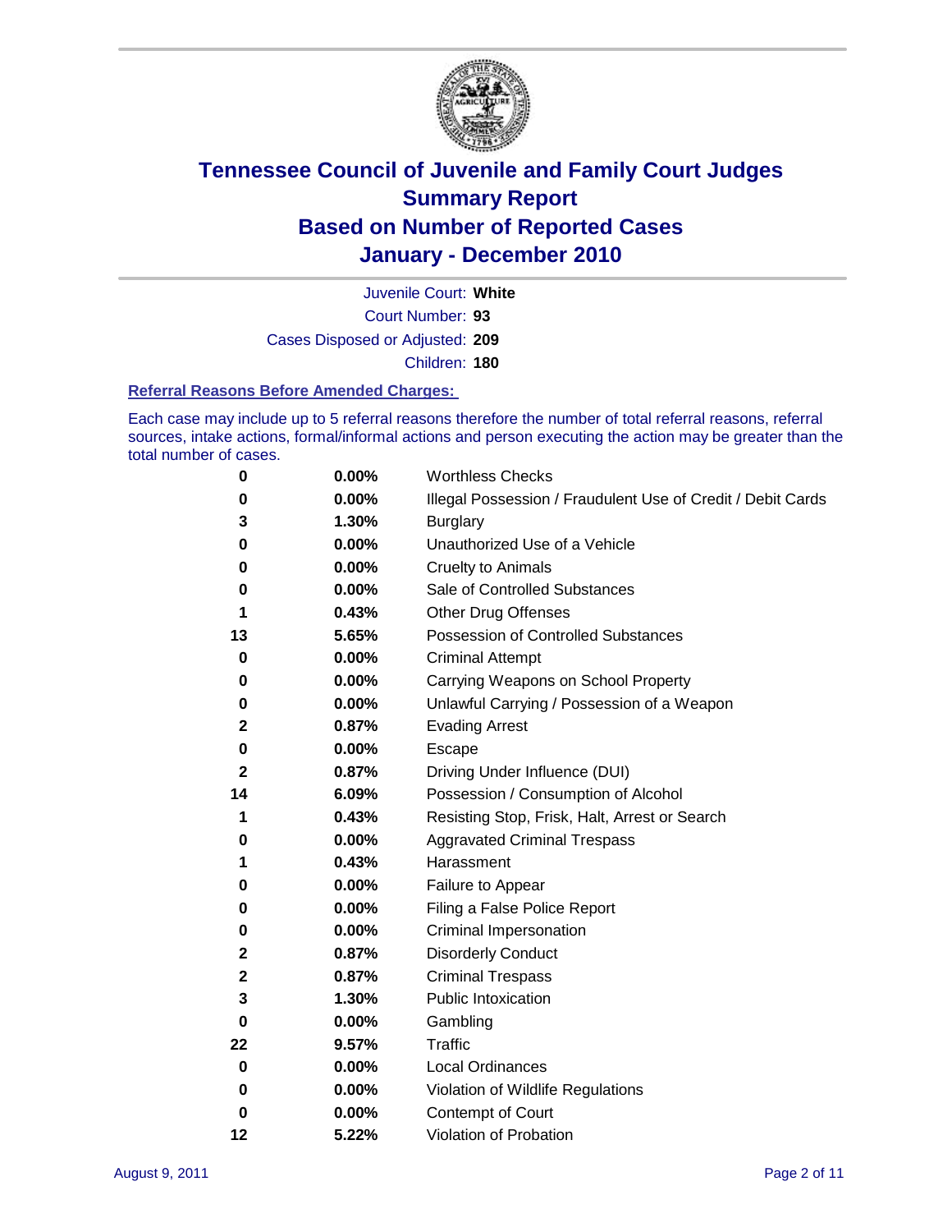# Tennessee Council of Juvenile and Family Court Judges
## Summary Report
## Based on Number of Reported Cases
## January - December 2010

Juvenile Court: **White**

Court Number: **93**

Cases Disposed or Adjusted: **209**

Children: **180**

### Referral Reasons Before Amended Charges:

Each case may include up to 5 referral reasons therefore the number of total referral reasons, referral sources, intake actions, formal/informal actions and person executing the action may be greater than the total number of cases.

| Count | Percent | Referral Reason |
|---|---|---|
| 0 | 0.00% | Worthless Checks |
| 0 | 0.00% | Illegal Possession / Fraudulent Use of Credit / Debit Cards |
| 3 | 1.30% | Burglary |
| 0 | 0.00% | Unauthorized Use of a Vehicle |
| 0 | 0.00% | Cruelty to Animals |
| 0 | 0.00% | Sale of Controlled Substances |
| 1 | 0.43% | Other Drug Offenses |
| 13 | 5.65% | Possession of Controlled Substances |
| 0 | 0.00% | Criminal Attempt |
| 0 | 0.00% | Carrying Weapons on School Property |
| 0 | 0.00% | Unlawful Carrying / Possession of a Weapon |
| 2 | 0.87% | Evading Arrest |
| 0 | 0.00% | Escape |
| 2 | 0.87% | Driving Under Influence (DUI) |
| 14 | 6.09% | Possession / Consumption of Alcohol |
| 1 | 0.43% | Resisting Stop, Frisk, Halt, Arrest or Search |
| 0 | 0.00% | Aggravated Criminal Trespass |
| 1 | 0.43% | Harassment |
| 0 | 0.00% | Failure to Appear |
| 0 | 0.00% | Filing a False Police Report |
| 0 | 0.00% | Criminal Impersonation |
| 2 | 0.87% | Disorderly Conduct |
| 2 | 0.87% | Criminal Trespass |
| 3 | 1.30% | Public Intoxication |
| 0 | 0.00% | Gambling |
| 22 | 9.57% | Traffic |
| 0 | 0.00% | Local Ordinances |
| 0 | 0.00% | Violation of Wildlife Regulations |
| 0 | 0.00% | Contempt of Court |
| 12 | 5.22% | Violation of Probation |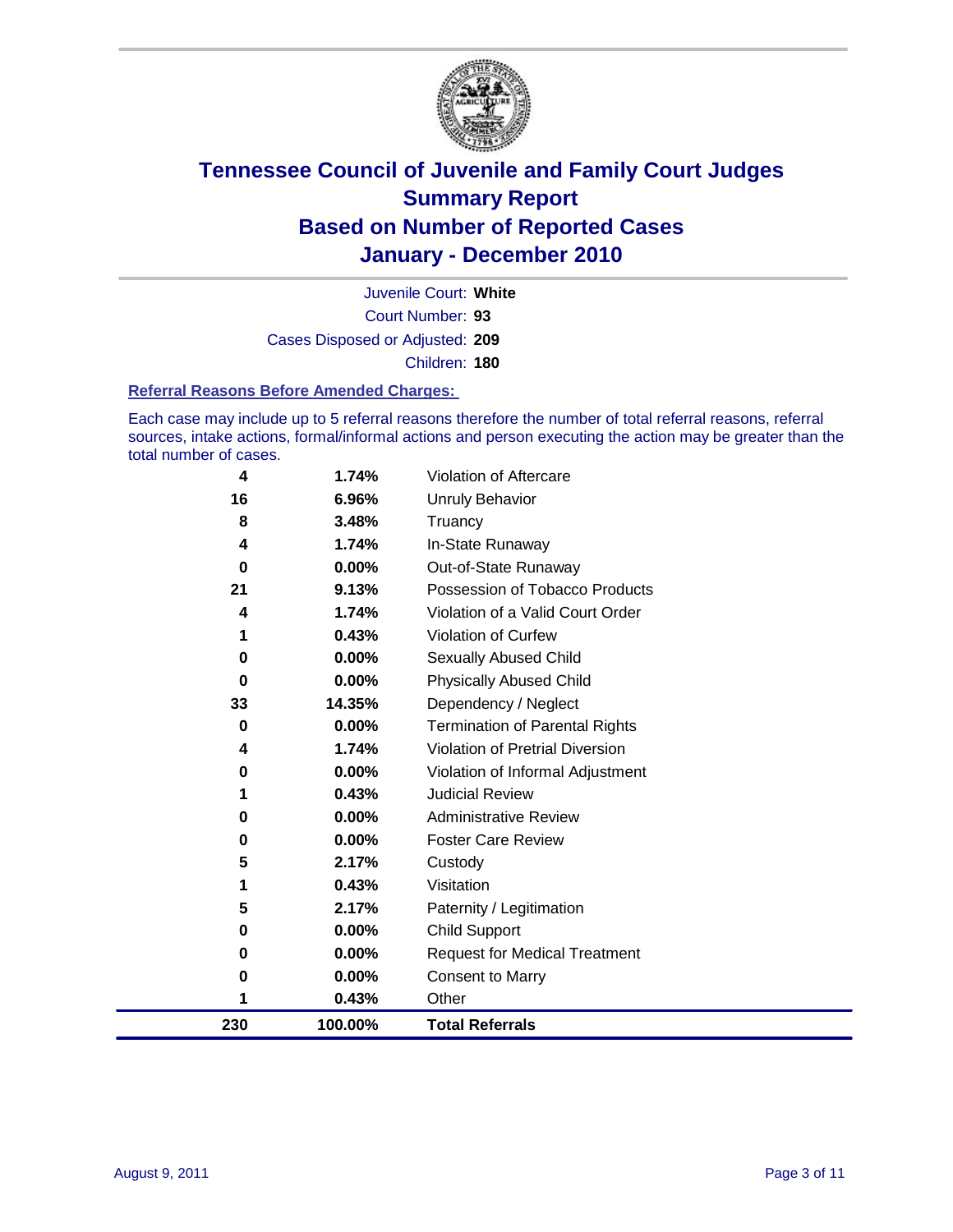# Tennessee Council of Juvenile and Family Court Judges
## Summary Report
## Based on Number of Reported Cases
## January - December 2010

Juvenile Court: **White**

Court Number: **93**

Cases Disposed or Adjusted: **209**

Children: **180**

### Referral Reasons Before Amended Charges:

Each case may include up to 5 referral reasons therefore the number of total referral reasons, referral sources, intake actions, formal/informal actions and person executing the action may be greater than the total number of cases.

| | | |
|---|---|---|
| 4 | 1.74% | Violation of Aftercare |
| 16 | 6.96% | Unruly Behavior |
| 8 | 3.48% | Truancy |
| 4 | 1.74% | In-State Runaway |
| 0 | 0.00% | Out-of-State Runaway |
| 21 | 9.13% | Possession of Tobacco Products |
| 4 | 1.74% | Violation of a Valid Court Order |
| 1 | 0.43% | Violation of Curfew |
| 0 | 0.00% | Sexually Abused Child |
| 0 | 0.00% | Physically Abused Child |
| 33 | 14.35% | Dependency / Neglect |
| 0 | 0.00% | Termination of Parental Rights |
| 4 | 1.74% | Violation of Pretrial Diversion |
| 0 | 0.00% | Violation of Informal Adjustment |
| 1 | 0.43% | Judicial Review |
| 0 | 0.00% | Administrative Review |
| 0 | 0.00% | Foster Care Review |
| 5 | 2.17% | Custody |
| 1 | 0.43% | Visitation |
| 5 | 2.17% | Paternity / Legitimation |
| 0 | 0.00% | Child Support |
| 0 | 0.00% | Request for Medical Treatment |
| 0 | 0.00% | Consent to Marry |
| 1 | 0.43% | Other |
| **230** | **100.00%** | **Total Referrals** |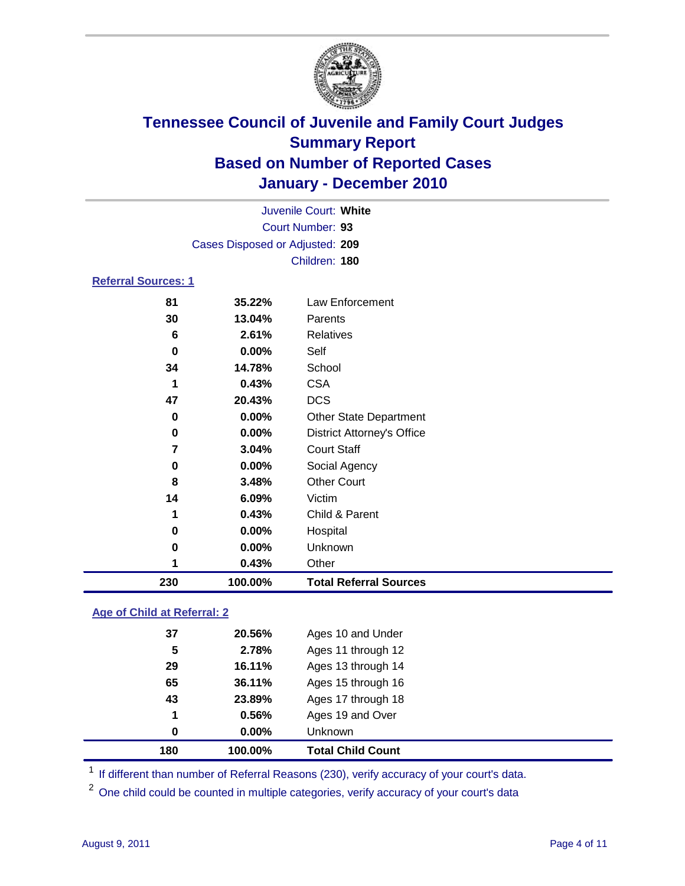# Tennessee Council of Juvenile and Family Court Judges
## Summary Report
## Based on Number of Reported Cases
## January - December 2010

Juvenile Court: **White**

Court Number: **93**

Cases Disposed or Adjusted: **209**

Children: **180**

### Referral Sources: 1

| | | |
|---|---|---|
| 81 | 35.22% | Law Enforcement |
| 30 | 13.04% | Parents |
| 6 | 2.61% | Relatives |
| 0 | 0.00% | Self |
| 34 | 14.78% | School |
| 1 | 0.43% | CSA |
| 47 | 20.43% | DCS |
| 0 | 0.00% | Other State Department |
| 0 | 0.00% | District Attorney's Office |
| 7 | 3.04% | Court Staff |
| 0 | 0.00% | Social Agency |
| 8 | 3.48% | Other Court |
| 14 | 6.09% | Victim |
| 1 | 0.43% | Child & Parent |
| 0 | 0.00% | Hospital |
| 0 | 0.00% | Unknown |
| 1 | 0.43% | Other |
| **230** | **100.00%** | **Total Referral Sources** |

### Age of Child at Referral: 2

| | | |
|---|---|---|
| 37 | 20.56% | Ages 10 and Under |
| 5 | 2.78% | Ages 11 through 12 |
| 29 | 16.11% | Ages 13 through 14 |
| 65 | 36.11% | Ages 15 through 16 |
| 43 | 23.89% | Ages 17 through 18 |
| 1 | 0.56% | Ages 19 and Over |
| 0 | 0.00% | Unknown |
| **180** | **100.00%** | **Total Child Count** |

[1] If different than number of Referral Reasons (230), verify accuracy of your court's data.

[2] One child could be counted in multiple categories, verify accuracy of your court's data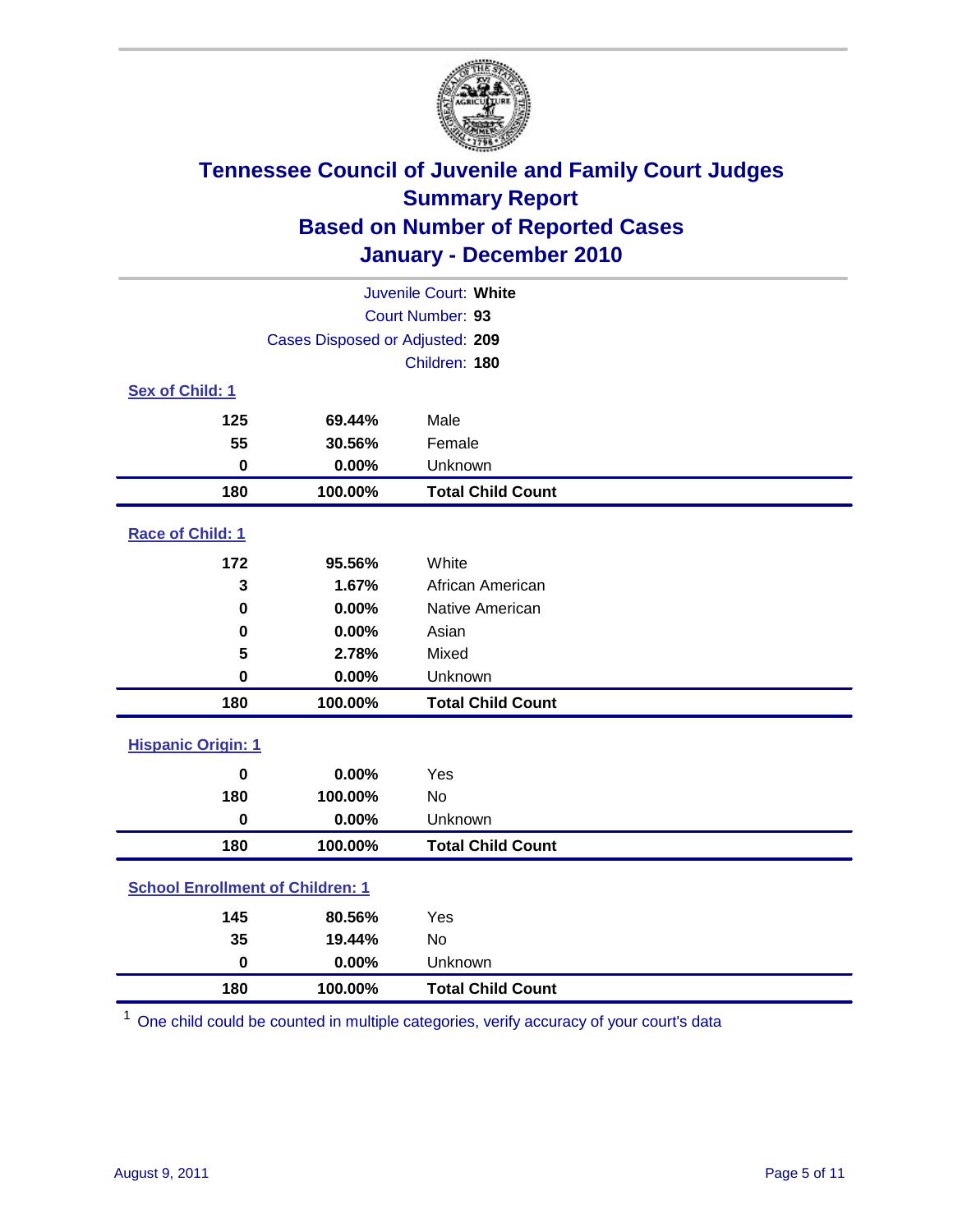# Tennessee Council of Juvenile and Family Court Judges
## Summary Report
## Based on Number of Reported Cases
## January - December 2010

Juvenile Court: **White**

Court Number: **93**

Cases Disposed or Adjusted: **209**

Children: **180**

### Sex of Child: 1

| | | |
|---|---|---|
| **125** | **69.44%** | Male |
| **55** | **30.56%** | Female |
| **0** | **0.00%** | Unknown |
| **180** | **100.00%** | **Total Child Count** |

### Race of Child: 1

| | | |
|---|---|---|
| **172** | **95.56%** | White |
| **3** | **1.67%** | African American |
| **0** | **0.00%** | Native American |
| **0** | **0.00%** | Asian |
| **5** | **2.78%** | Mixed |
| **0** | **0.00%** | Unknown |
| **180** | **100.00%** | **Total Child Count** |

### Hispanic Origin: 1

| | | |
|---|---|---|
| **0** | **0.00%** | Yes |
| **180** | **100.00%** | No |
| **0** | **0.00%** | Unknown |
| **180** | **100.00%** | **Total Child Count** |

### School Enrollment of Children: 1

| | | |
|---|---|---|
| **145** | **80.56%** | Yes |
| **35** | **19.44%** | No |
| **0** | **0.00%** | Unknown |
| **180** | **100.00%** | **Total Child Count** |

[1] One child could be counted in multiple categories, verify accuracy of your court's data

August 9, 2011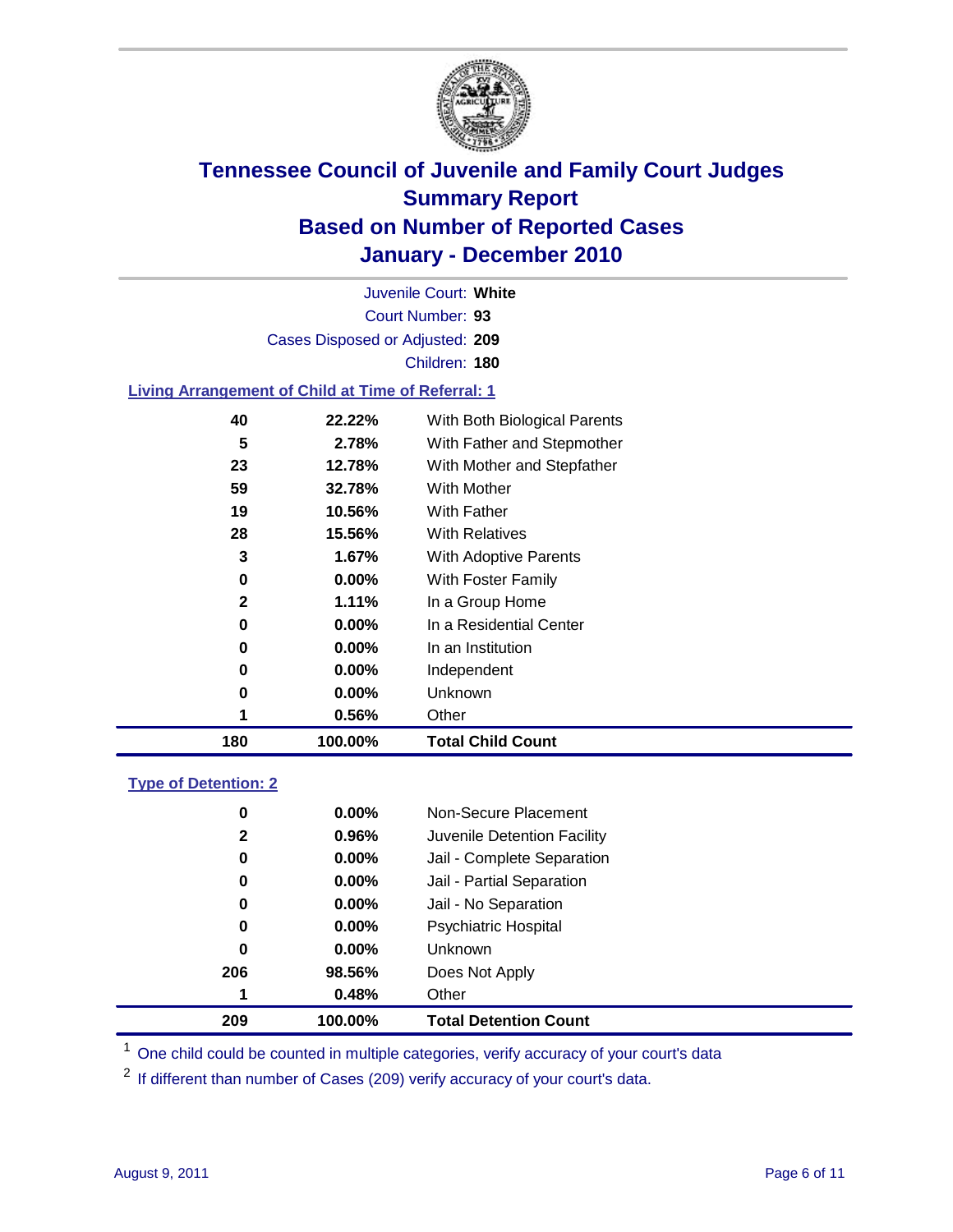# Tennessee Council of Juvenile and Family Court Judges
## Summary Report
## Based on Number of Reported Cases
## January - December 2010

Juvenile Court: **White**
Court Number: **93**
Cases Disposed or Adjusted: **209**
Children: **180**

### Living Arrangement of Child at Time of Referral: 1

| | | |
|---|---|---|
| 40 | 22.22% | With Both Biological Parents |
| 5 | 2.78% | With Father and Stepmother |
| 23 | 12.78% | With Mother and Stepfather |
| 59 | 32.78% | With Mother |
| 19 | 10.56% | With Father |
| 28 | 15.56% | With Relatives |
| 3 | 1.67% | With Adoptive Parents |
| 0 | 0.00% | With Foster Family |
| 2 | 1.11% | In a Group Home |
| 0 | 0.00% | In a Residential Center |
| 0 | 0.00% | In an Institution |
| 0 | 0.00% | Independent |
| 0 | 0.00% | Unknown |
| 1 | 0.56% | Other |
| **180** | **100.00%** | **Total Child Count** |

### Type of Detention: 2

| | | |
|---|---|---|
| 0 | 0.00% | Non-Secure Placement |
| 2 | 0.96% | Juvenile Detention Facility |
| 0 | 0.00% | Jail - Complete Separation |
| 0 | 0.00% | Jail - Partial Separation |
| 0 | 0.00% | Jail - No Separation |
| 0 | 0.00% | Psychiatric Hospital |
| 0 | 0.00% | Unknown |
| 206 | 98.56% | Does Not Apply |
| 1 | 0.48% | Other |
| **209** | **100.00%** | **Total Detention Count** |

[1] One child could be counted in multiple categories, verify accuracy of your court's data

[2] If different than number of Cases (209) verify accuracy of your court's data.

August 9, 2011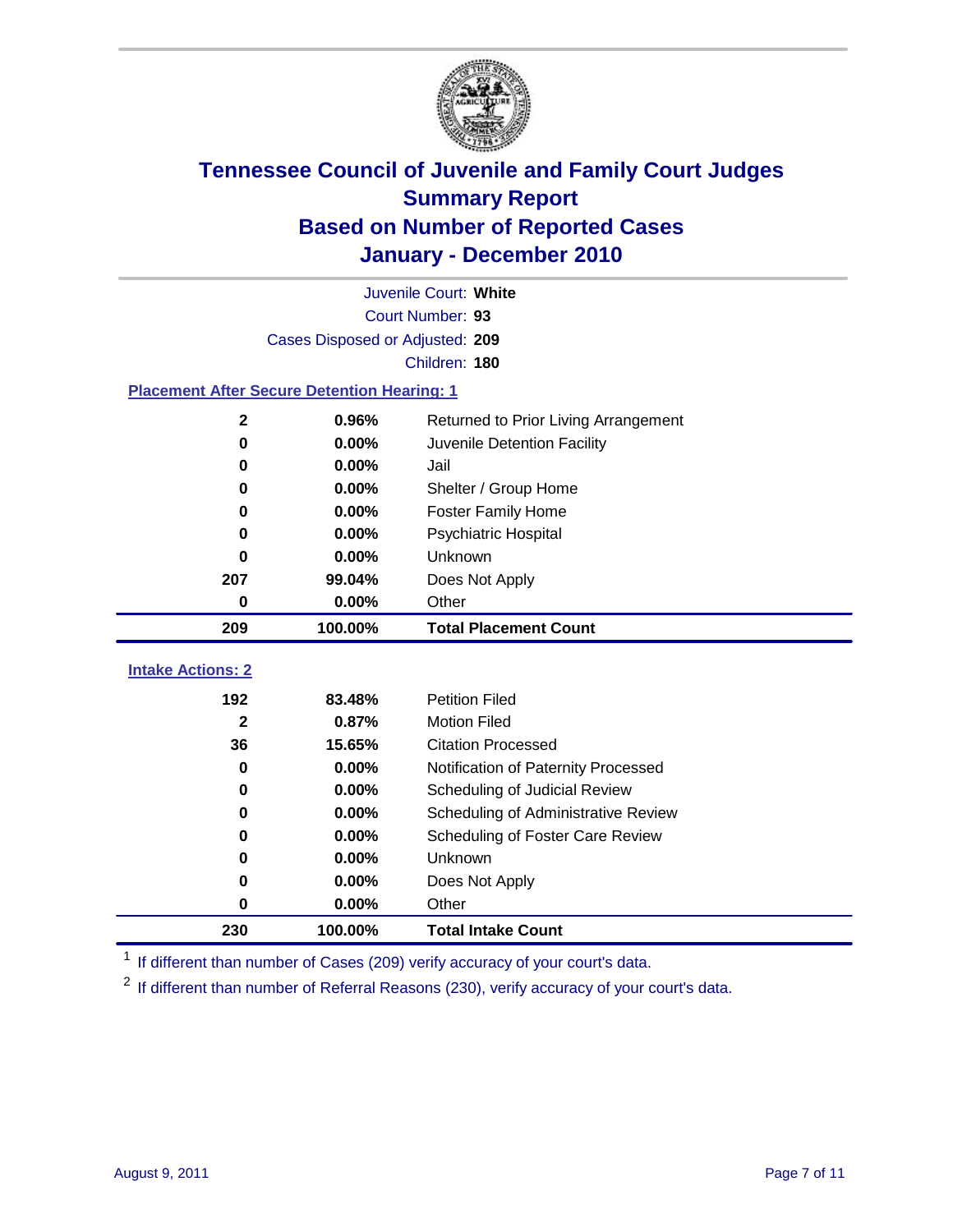# Tennessee Council of Juvenile and Family Court Judges
## Summary Report
## Based on Number of Reported Cases
## January - December 2010

Juvenile Court: **White**
Court Number: **93**
Cases Disposed or Adjusted: **209**
Children: **180**

### Placement After Secure Detention Hearing: 1

| Count | Percent | Placement |
|---|---|---|
| 2 | 0.96% | Returned to Prior Living Arrangement |
| 0 | 0.00% | Juvenile Detention Facility |
| 0 | 0.00% | Jail |
| 0 | 0.00% | Shelter / Group Home |
| 0 | 0.00% | Foster Family Home |
| 0 | 0.00% | Psychiatric Hospital |
| 0 | 0.00% | Unknown |
| 207 | 99.04% | Does Not Apply |
| 0 | 0.00% | Other |
| **209** | **100.00%** | **Total Placement Count** |

### Intake Actions: 2

| Count | Percent | Intake Action |
|---|---|---|
| 192 | 83.48% | Petition Filed |
| 2 | 0.87% | Motion Filed |
| 36 | 15.65% | Citation Processed |
| 0 | 0.00% | Notification of Paternity Processed |
| 0 | 0.00% | Scheduling of Judicial Review |
| 0 | 0.00% | Scheduling of Administrative Review |
| 0 | 0.00% | Scheduling of Foster Care Review |
| 0 | 0.00% | Unknown |
| 0 | 0.00% | Does Not Apply |
| 0 | 0.00% | Other |
| **230** | **100.00%** | **Total Intake Count** |

[1] If different than number of Cases (209) verify accuracy of your court's data.

[2] If different than number of Referral Reasons (230), verify accuracy of your court's data.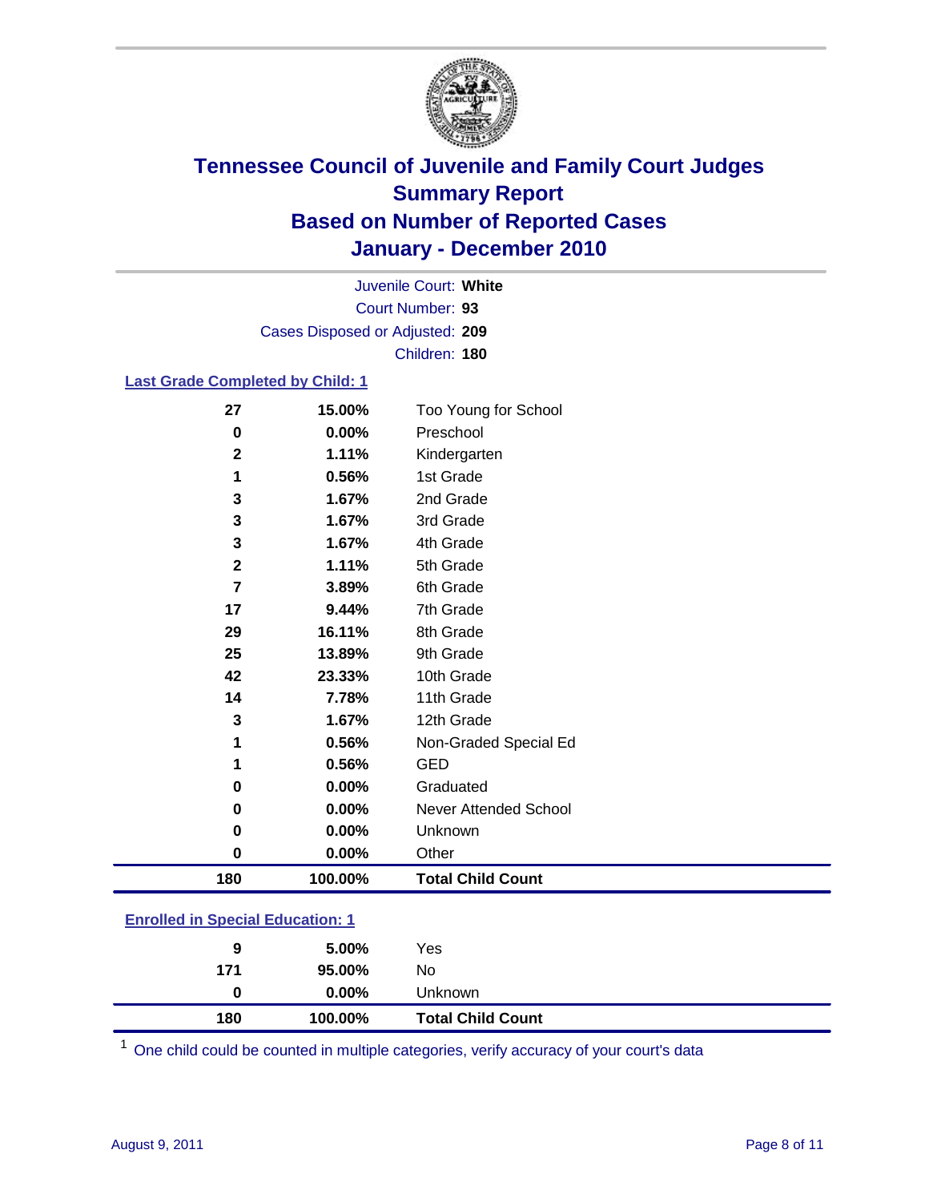# Tennessee Council of Juvenile and Family Court Judges
## Summary Report
## Based on Number of Reported Cases
## January - December 2010

Juvenile Court: **White**
Court Number: **93**
Cases Disposed or Adjusted: **209**
Children: **180**

### Last Grade Completed by Child: 1

| Count | Percent | Category |
|---|---|---|
| 27 | 15.00% | Too Young for School |
| 0 | 0.00% | Preschool |
| 2 | 1.11% | Kindergarten |
| 1 | 0.56% | 1st Grade |
| 3 | 1.67% | 2nd Grade |
| 3 | 1.67% | 3rd Grade |
| 3 | 1.67% | 4th Grade |
| 2 | 1.11% | 5th Grade |
| 7 | 3.89% | 6th Grade |
| 17 | 9.44% | 7th Grade |
| 29 | 16.11% | 8th Grade |
| 25 | 13.89% | 9th Grade |
| 42 | 23.33% | 10th Grade |
| 14 | 7.78% | 11th Grade |
| 3 | 1.67% | 12th Grade |
| 1 | 0.56% | Non-Graded Special Ed |
| 1 | 0.56% | GED |
| 0 | 0.00% | Graduated |
| 0 | 0.00% | Never Attended School |
| 0 | 0.00% | Unknown |
| 0 | 0.00% | Other |
| **180** | **100.00%** | **Total Child Count** |

### Enrolled in Special Education: 1

| Count | Percent | Category |
|---|---|---|
| 9 | 5.00% | Yes |
| 171 | 95.00% | No |
| 0 | 0.00% | Unknown |
| **180** | **100.00%** | **Total Child Count** |

[1] One child could be counted in multiple categories, verify accuracy of your court's data

August 9, 2011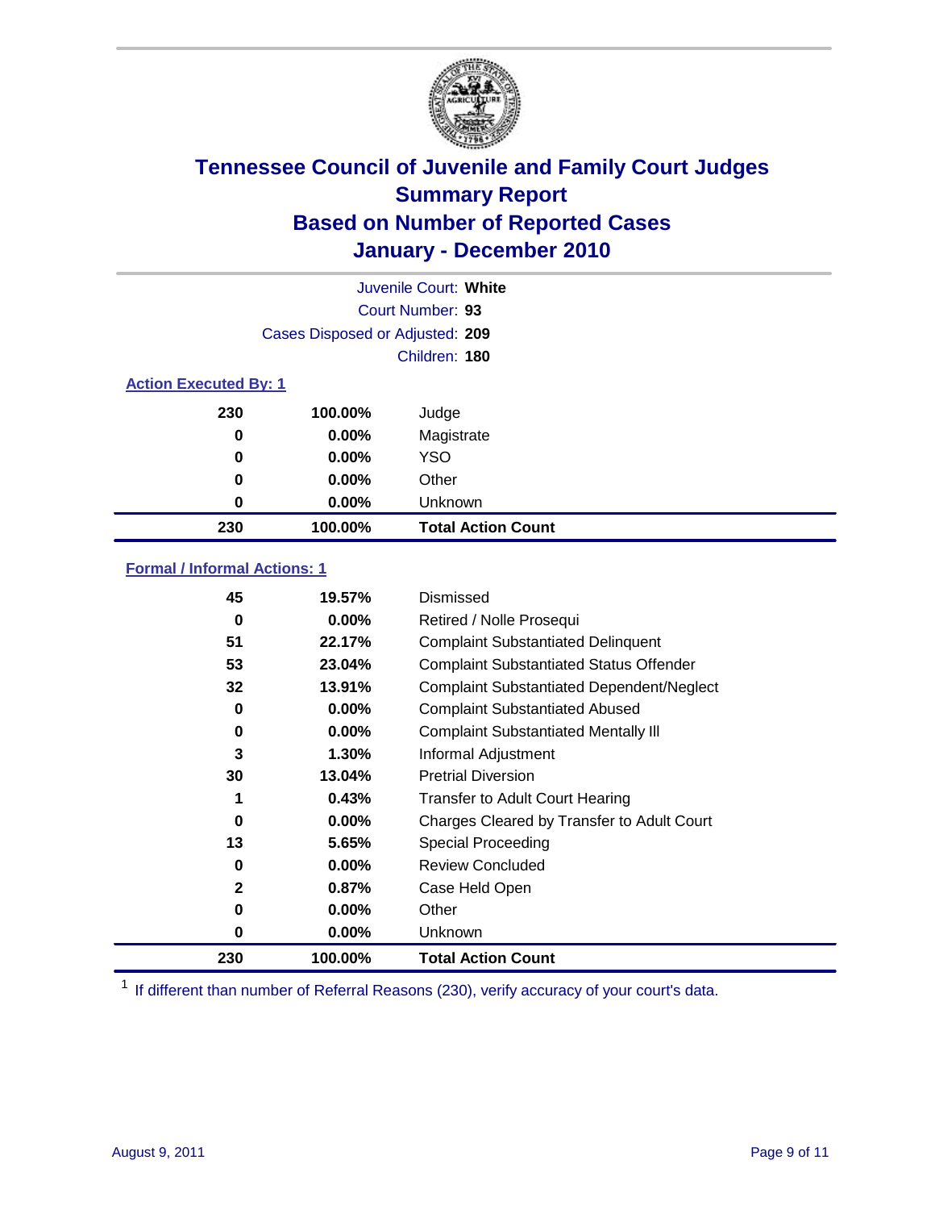# Tennessee Council of Juvenile and Family Court Judges
## Summary Report
## Based on Number of Reported Cases
## January - December 2010

Juvenile Court: **White**
Court Number: **93**
Cases Disposed or Adjusted: **209**
Children: **180**

### Action Executed By: 1

| | | |
|---|---|---|
| 230 | 100.00% | Judge |
| 0 | 0.00% | Magistrate |
| 0 | 0.00% | YSO |
| 0 | 0.00% | Other |
| 0 | 0.00% | Unknown |
| **230** | **100.00%** | **Total Action Count** |

### Formal / Informal Actions: 1

| | | |
|---|---|---|
| 45 | 19.57% | Dismissed |
| 0 | 0.00% | Retired / Nolle Prosequi |
| 51 | 22.17% | Complaint Substantiated Delinquent |
| 53 | 23.04% | Complaint Substantiated Status Offender |
| 32 | 13.91% | Complaint Substantiated Dependent/Neglect |
| 0 | 0.00% | Complaint Substantiated Abused |
| 0 | 0.00% | Complaint Substantiated Mentally Ill |
| 3 | 1.30% | Informal Adjustment |
| 30 | 13.04% | Pretrial Diversion |
| 1 | 0.43% | Transfer to Adult Court Hearing |
| 0 | 0.00% | Charges Cleared by Transfer to Adult Court |
| 13 | 5.65% | Special Proceeding |
| 0 | 0.00% | Review Concluded |
| 2 | 0.87% | Case Held Open |
| 0 | 0.00% | Other |
| 0 | 0.00% | Unknown |
| **230** | **100.00%** | **Total Action Count** |

[1] If different than number of Referral Reasons (230), verify accuracy of your court's data.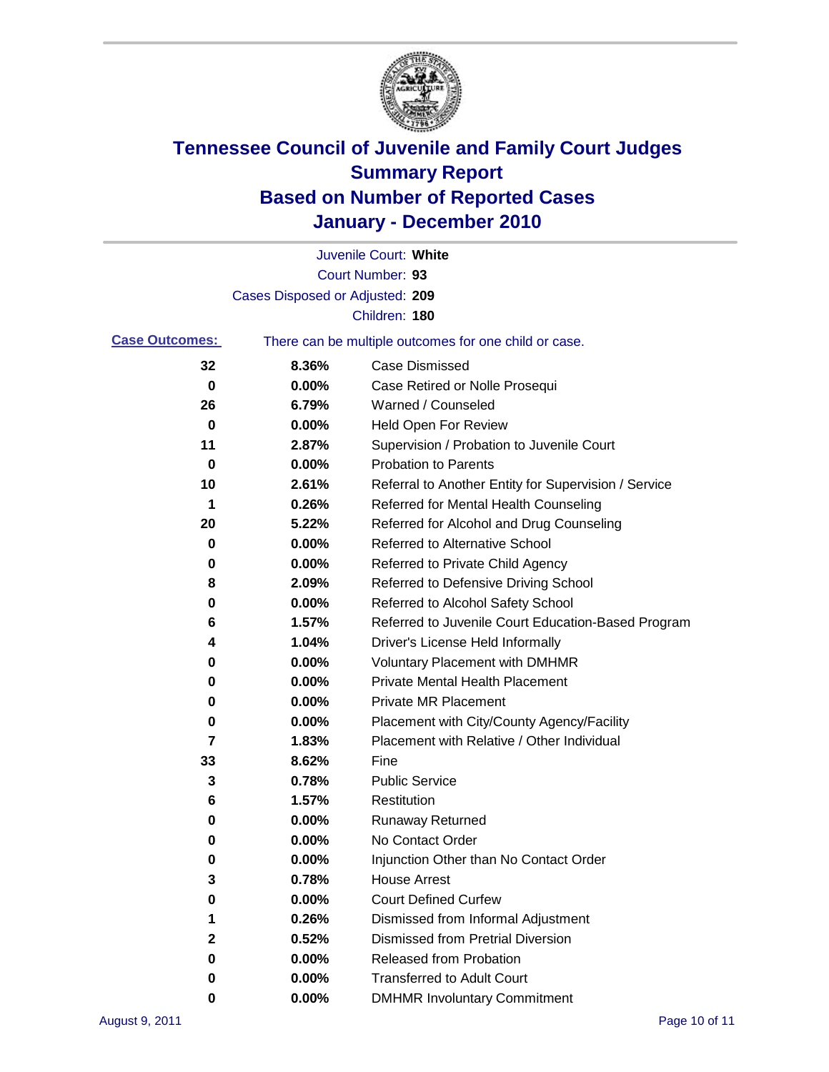# Tennessee Council of Juvenile and Family Court Judges
## Summary Report
## Based on Number of Reported Cases
## January - December 2010

Juvenile Court: **White**

Court Number: **93**

Cases Disposed or Adjusted: **209**

Children: **180**

**Case Outcomes:** There can be multiple outcomes for one child or case.

| Count | Percent | Outcome |
|---|---|---|
| 32 | 8.36% | Case Dismissed |
| 0 | 0.00% | Case Retired or Nolle Prosequi |
| 26 | 6.79% | Warned / Counseled |
| 0 | 0.00% | Held Open For Review |
| 11 | 2.87% | Supervision / Probation to Juvenile Court |
| 0 | 0.00% | Probation to Parents |
| 10 | 2.61% | Referral to Another Entity for Supervision / Service |
| 1 | 0.26% | Referred for Mental Health Counseling |
| 20 | 5.22% | Referred for Alcohol and Drug Counseling |
| 0 | 0.00% | Referred to Alternative School |
| 0 | 0.00% | Referred to Private Child Agency |
| 8 | 2.09% | Referred to Defensive Driving School |
| 0 | 0.00% | Referred to Alcohol Safety School |
| 6 | 1.57% | Referred to Juvenile Court Education-Based Program |
| 4 | 1.04% | Driver's License Held Informally |
| 0 | 0.00% | Voluntary Placement with DMHMR |
| 0 | 0.00% | Private Mental Health Placement |
| 0 | 0.00% | Private MR Placement |
| 0 | 0.00% | Placement with City/County Agency/Facility |
| 7 | 1.83% | Placement with Relative / Other Individual |
| 33 | 8.62% | Fine |
| 3 | 0.78% | Public Service |
| 6 | 1.57% | Restitution |
| 0 | 0.00% | Runaway Returned |
| 0 | 0.00% | No Contact Order |
| 0 | 0.00% | Injunction Other than No Contact Order |
| 3 | 0.78% | House Arrest |
| 0 | 0.00% | Court Defined Curfew |
| 1 | 0.26% | Dismissed from Informal Adjustment |
| 2 | 0.52% | Dismissed from Pretrial Diversion |
| 0 | 0.00% | Released from Probation |
| 0 | 0.00% | Transferred to Adult Court |
| 0 | 0.00% | DMHMR Involuntary Commitment |

August 9, 2011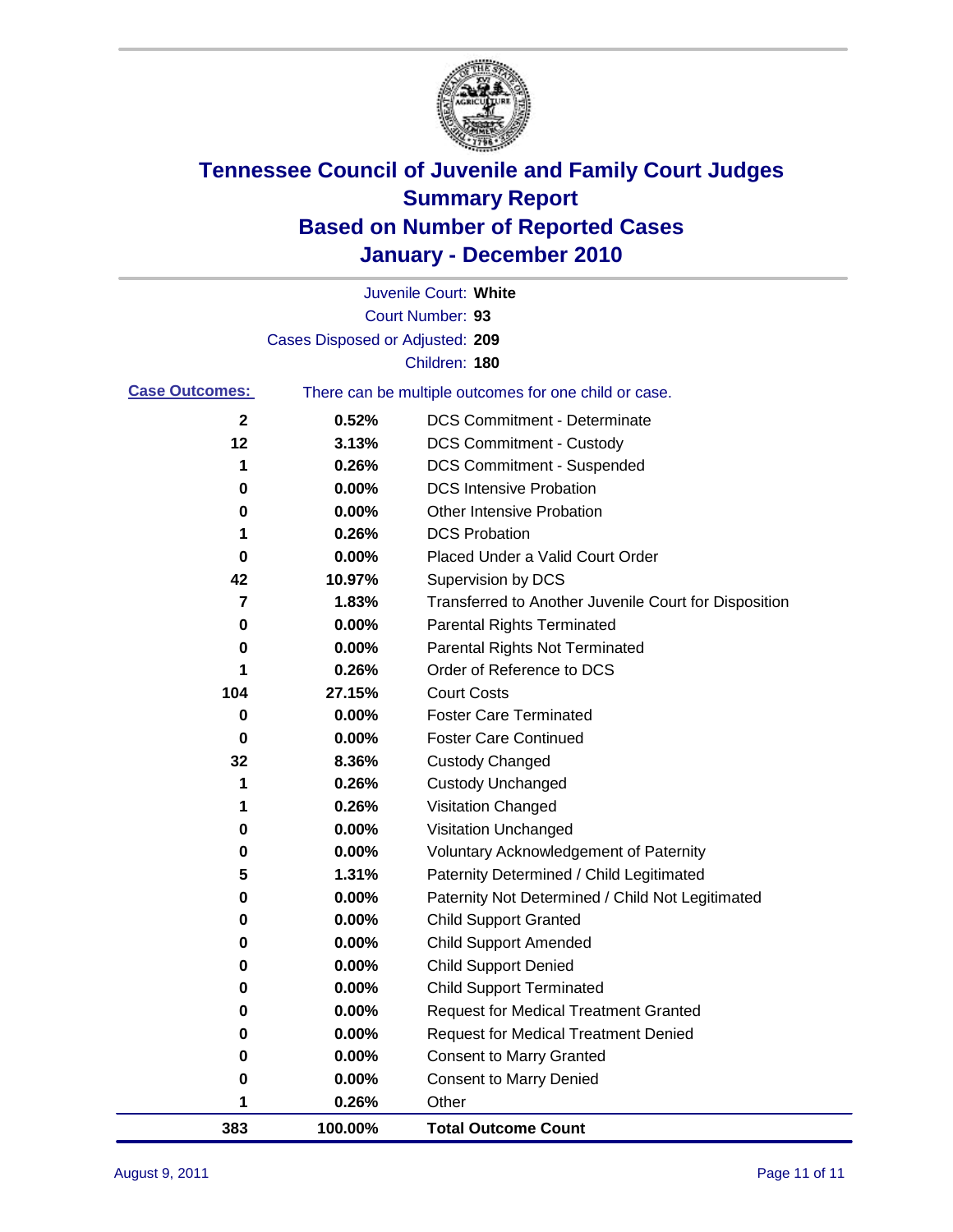# Tennessee Council of Juvenile and Family Court Judges
## Summary Report
## Based on Number of Reported Cases
## January - December 2010

Juvenile Court: **White**

Court Number: **93**

Cases Disposed or Adjusted: **209**

Children: **180**

**Case Outcomes:** There can be multiple outcomes for one child or case.

| | | |
|---|---|---|
| 2 | 0.52% | DCS Commitment - Determinate |
| 12 | 3.13% | DCS Commitment - Custody |
| 1 | 0.26% | DCS Commitment - Suspended |
| 0 | 0.00% | DCS Intensive Probation |
| 0 | 0.00% | Other Intensive Probation |
| 1 | 0.26% | DCS Probation |
| 0 | 0.00% | Placed Under a Valid Court Order |
| 42 | 10.97% | Supervision by DCS |
| 7 | 1.83% | Transferred to Another Juvenile Court for Disposition |
| 0 | 0.00% | Parental Rights Terminated |
| 0 | 0.00% | Parental Rights Not Terminated |
| 1 | 0.26% | Order of Reference to DCS |
| 104 | 27.15% | Court Costs |
| 0 | 0.00% | Foster Care Terminated |
| 0 | 0.00% | Foster Care Continued |
| 32 | 8.36% | Custody Changed |
| 1 | 0.26% | Custody Unchanged |
| 1 | 0.26% | Visitation Changed |
| 0 | 0.00% | Visitation Unchanged |
| 0 | 0.00% | Voluntary Acknowledgement of Paternity |
| 5 | 1.31% | Paternity Determined / Child Legitimated |
| 0 | 0.00% | Paternity Not Determined / Child Not Legitimated |
| 0 | 0.00% | Child Support Granted |
| 0 | 0.00% | Child Support Amended |
| 0 | 0.00% | Child Support Denied |
| 0 | 0.00% | Child Support Terminated |
| 0 | 0.00% | Request for Medical Treatment Granted |
| 0 | 0.00% | Request for Medical Treatment Denied |
| 0 | 0.00% | Consent to Marry Granted |
| 0 | 0.00% | Consent to Marry Denied |
| 1 | 0.26% | Other |
| **383** | **100.00%** | **Total Outcome Count** |

August 9, 2011